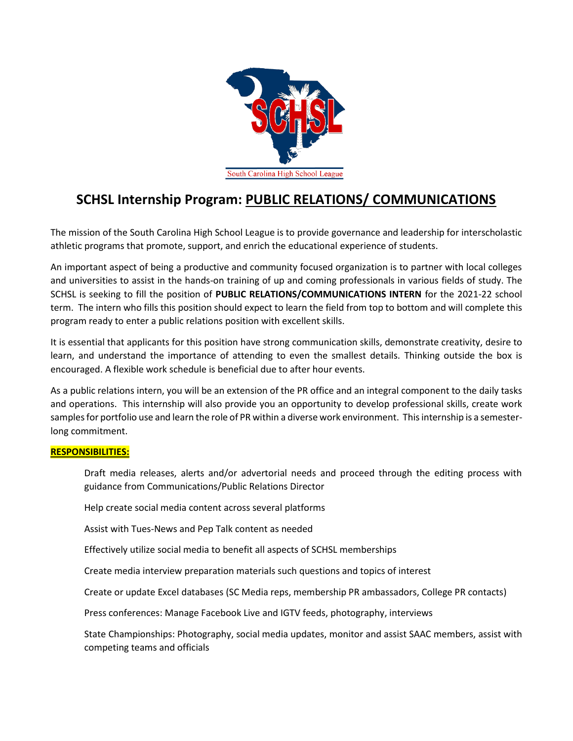South Carolina High School League

# SCHSL Internship Program: PUBLIC RELATIONS/ COMMUNICATIONS

The mission of the South Carolina High School League is to provide governance and leadership for interscholastic athletic programs that promote, support, and enrich the educational experience of students.

An important aspect of being a productive and community focused organization is to partner with local colleges and universities to assist in the hands-on training of up and coming professionals in various fields of study. The SCHSL is seeking to fill the position of **PUBLIC RELATIONS/COMMUNICATIONS INTERN** for the 2021-22 school term. The intern who fills this position should expect to learn the field from top to bottom and will complete this program ready to enter a public relations position with excellent skills.

It is essential that applicants for this position have strong communication skills, demonstrate creativity, desire to learn, and understand the importance of attending to even the smallest details. Thinking outside the box is encouraged. A flexible work schedule is beneficial due to after hour events.

As a public relations intern, you will be an extension of the PR office and an integral component to the daily tasks and operations. This internship will also provide you an opportunity to develop professional skills, create work samples for portfolio use and learn the role of PR within a diverse work environment. This internship is a semester-long commitment.

**RESPONSIBILITIES:**

Draft media releases, alerts and/or advertorial needs and proceed through the editing process with guidance from Communications/Public Relations Director

Help create social media content across several platforms

Assist with Tues-News and Pep Talk content as needed

Effectively utilize social media to benefit all aspects of SCHSL memberships

Create media interview preparation materials such questions and topics of interest

Create or update Excel databases (SC Media reps, membership PR ambassadors, College PR contacts)

Press conferences: Manage Facebook Live and IGTV feeds, photography, interviews

State Championships: Photography, social media updates, monitor and assist SAAC members, assist with competing teams and officials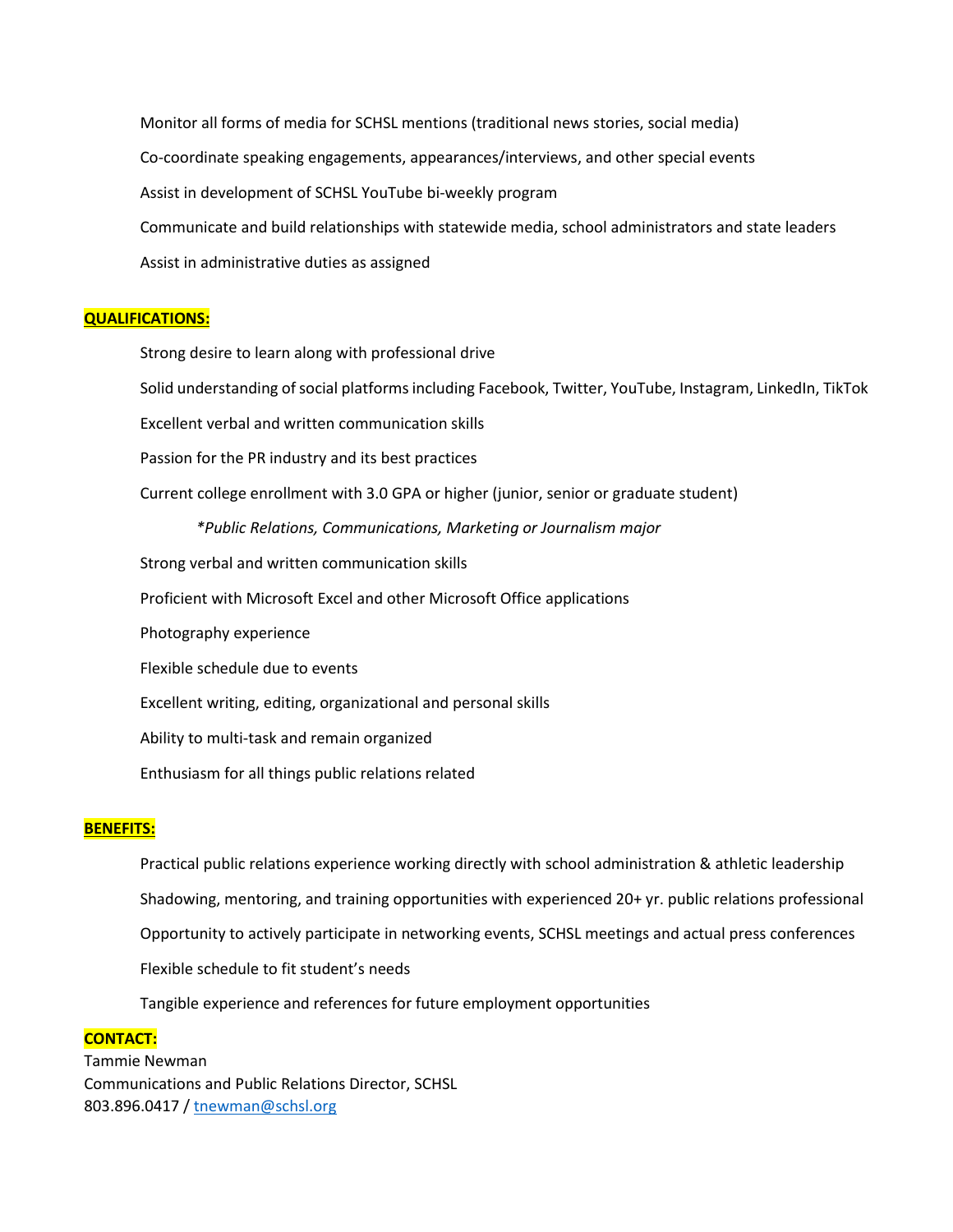- Monitor all forms of media for SCHSL mentions (traditional news stories, social media)
- Co-coordinate speaking engagements, appearances/interviews, and other special events
- Assist in development of SCHSL YouTube bi-weekly program
- Communicate and build relationships with statewide media, school administrators and state leaders
- Assist in administrative duties as assigned

**QUALIFICATIONS:**

- Strong desire to learn along with professional drive
- Solid understanding of social platforms including Facebook, Twitter, YouTube, Instagram, LinkedIn, TikTok
- Excellent verbal and written communication skills
- Passion for the PR industry and its best practices
- Current college enrollment with 3.0 GPA or higher (junior, senior or graduate student)
  - *\*Public Relations, Communications, Marketing or Journalism major*
- Strong verbal and written communication skills
- Proficient with Microsoft Excel and other Microsoft Office applications
- Photography experience
- Flexible schedule due to events
- Excellent writing, editing, organizational and personal skills
- Ability to multi-task and remain organized
- Enthusiasm for all things public relations related

**BENEFITS:**

- Practical public relations experience working directly with school administration & athletic leadership
- Shadowing, mentoring, and training opportunities with experienced 20+ yr. public relations professional
- Opportunity to actively participate in networking events, SCHSL meetings and actual press conferences
- Flexible schedule to fit student's needs
- Tangible experience and references for future employment opportunities

**CONTACT:**

Tammie Newman
Communications and Public Relations Director, SCHSL
803.896.0417 / tnewman@schsl.org